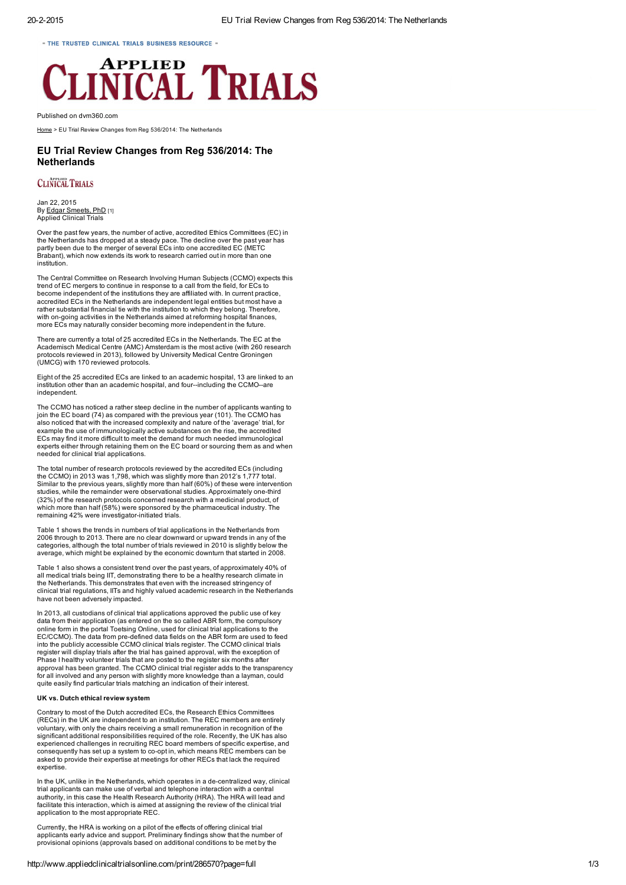" THE TRUSTED CLINICAL TRIALS BUSINESS RESOURCE "

# APPLIED CLINICAL TRIALS

Published on dvm360.com

Home > EU Trial Review Changes from Reg 536/2014: The Netherlands

## EU Trial Review Changes from Reg 536/2014: The Netherlands

CLINICAL TRIALS

Jan 22, 2015
By Edgar Smeets, PhD [1]
Applied Clinical Trials

Over the past few years, the number of active, accredited Ethics Committees (EC) in the Netherlands has dropped at a steady pace. The decline over the past year has partly been due to the merger of several ECs into one accredited EC (METC Brabant), which now extends its work to research carried out in more than one institution.

The Central Committee on Research Involving Human Subjects (CCMO) expects this trend of EC mergers to continue in response to a call from the field, for ECs to become independent of the institutions they are affiliated with. In current practice, accredited ECs in the Netherlands are independent legal entities but most have a rather substantial financial tie with the institution to which they belong. Therefore, with on-going activities in the Netherlands aimed at reforming hospital finances, more ECs may naturally consider becoming more independent in the future.

There are currently a total of 25 accredited ECs in the Netherlands. The EC at the Academisch Medical Centre (AMC) Amsterdam is the most active (with 260 research protocols reviewed in 2013), followed by University Medical Centre Groningen (UMCG) with 170 reviewed protocols.

Eight of the 25 accredited ECs are linked to an academic hospital, 13 are linked to an institution other than an academic hospital, and four--including the CCMO--are independent.

The CCMO has noticed a rather steep decline in the number of applicants wanting to join the EC board (74) as compared with the previous year (101). The CCMO has also noticed that with the increased complexity and nature of the 'average' trial, for example the use of immunologically active substances on the rise, the accredited ECs may find it more difficult to meet the demand for much needed immunological experts either through retaining them on the EC board or sourcing them as and when needed for clinical trial applications.

The total number of research protocols reviewed by the accredited ECs (including the CCMO) in 2013 was 1,798, which was slightly more than 2012's 1,777 total. Similar to the previous years, slightly more than half (60%) of these were intervention studies, while the remainder were observational studies. Approximately one-third (32%) of the research protocols concerned research with a medicinal product, of which more than half (58%) were sponsored by the pharmaceutical industry. The remaining 42% were investigator-initiated trials.

Table 1 shows the trends in numbers of trial applications in the Netherlands from 2006 through to 2013. There are no clear downward or upward trends in any of the categories, although the total number of trials reviewed in 2010 is slightly below the average, which might be explained by the economic downturn that started in 2008.

Table 1 also shows a consistent trend over the past years, of approximately 40% of all medical trials being IIT, demonstrating there to be a healthy research climate in the Netherlands. This demonstrates that even with the increased stringency of clinical trial regulations, IITs and highly valued academic research in the Netherlands have not been adversely impacted.

In 2013, all custodians of clinical trial applications approved the public use of key data from their application (as entered on the so called ABR form, the compulsory online form in the portal Toetsing Online, used for clinical trial applications to the EC/CCMO). The data from pre-defined data fields on the ABR form are used to feed into the publicly accessible CCMO clinical trials register. The CCMO clinical trials register will display trials after the trial has gained approval, with the exception of Phase I healthy volunteer trials that are posted to the register six months after approval has been granted. The CCMO clinical trial register adds to the transparency for all involved and any person with slightly more knowledge than a layman, could quite easily find particular trials matching an indication of their interest.

**UK vs. Dutch ethical review system**

Contrary to most of the Dutch accredited ECs, the Research Ethics Committees (RECs) in the UK are independent to an institution. The REC members are entirely voluntary, with only the chairs receiving a small remuneration in recognition of the significant additional responsibilities required of the role. Recently, the UK has also experienced challenges in recruiting REC board members of specific expertise, and consequently has set up a system to co-opt in, which means REC members can be asked to provide their expertise at meetings for other RECs that lack the required expertise.

In the UK, unlike in the Netherlands, which operates in a de-centralized way, clinical trial applicants can make use of verbal and telephone interaction with a central authority, in this case the Health Research Authority (HRA). The HRA will lead and facilitate this interaction, which is aimed at assigning the review of the clinical trial application to the most appropriate REC.

Currently, the HRA is working on a pilot of the effects of offering clinical trial applicants early advice and support. Preliminary findings show that the number of provisional opinions (approvals based on additional conditions to be met by the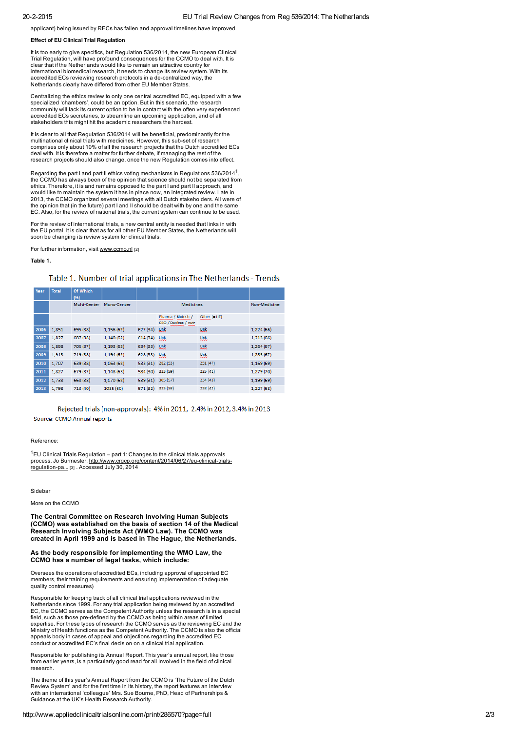applicant) being issued by RECs has fallen and approval timelines have improved.

**Effect of EU Clinical Trial Regulation**

It is too early to give specifics, but Regulation 536/2014, the new European Clinical Trial Regulation, will have profound consequences for the CCMO to deal with. It is clear that if the Netherlands would like to remain an attractive country for international biomedical research, it needs to change its review system. With its accredited ECs reviewing research protocols in a de-centralized way, the Netherlands clearly have differed from other EU Member States.

Centralizing the ethics review to only one central accredited EC, equipped with a few specialized 'chambers', could be an option. But in this scenario, the research community will lack its current option to be in contact with the often very experienced accredited ECs secretaries, to streamline an upcoming application, and of all stakeholders this might hit the academic researchers the hardest.

It is clear to all that Regulation 536/2014 will be beneficial, predominantly for the multinational clinical trials with medicines. However, this sub-set of research comprises only about 10% of all the research projects that the Dutch accredited ECs deal with. It is therefore a matter for further debate, if managing the rest of the research projects should also change, once the new Regulation comes into effect.

Regarding the part I and part II ethics voting mechanisms in Regulations 536/2014[1], the CCMO has always been of the opinion that science should not be separated from ethics. Therefore, it is and remains opposed to the part I and part II approach, and would like to maintain the system it has in place now, an integrated review. Late in 2013, the CCMO organized several meetings with all Dutch stakeholders. All were of the opinion that (in the future) part I and II should be dealt with by one and the same EC. Also, for the review of national trials, the current system can continue to be used.

For the review of international trials, a new central entity is needed that links in with the EU portal. It is clear that as for all other EU Member States, the Netherlands will soon be changing its review system for clinical trials.

For further information, visit www.ccmo.nl [2]

**Table 1.**

Table 1. Number of trial applications in The Netherlands - Trends

| Year | Total | Of Which (%) | | | | | Non-Medicine |
|---|---|---|---|---|---|---|---|
| | | Multi-Center | Mono-Center | Medicines | | | Non-Medicine |
| | | | | | Pharma / Biotech / CRO / Devices / nutr | Other (=IIT) | |
| 2006 | 1,851 | 695 (38) | 1,156 (62) | 627 (34) | Unk | Unk | 1,224 (66) |
| 2007 | 1,827 | 687 (38) | 1,140 (62) | 614 (34) | Unk | Unk | 1,213 (66) |
| 2008 | 1,898 | 705 (37) | 1,193 (63) | 634 (33) | Unk | Unk | 1,264 (67) |
| 2009 | 1,913 | 719 (38) | 1,194 (62) | 628 (33) | Unk | Unk | 1,285 (67) |
| 2010 | 1,707 | 639 (38) | 1,063 (62) | 533 (31) | 282 (53) | 251 (47) | 1,169 (69) |
| 2011 | 1,827 | 679 (37) | 1,148 (63) | 584 (30) | 323 (59) | 225 (41) | 1,279 (70) |
| 2012 | 1,738 | 668 (38) | 1,070 (62) | 539 (31) | 305 (57) | 234 (43) | 1,199 (69) |
| 2013 | 1,798 | 713 (40) | 1085 (60) | 571 (32) | 333 (58) | 238 (42) | 1,227 (68) |

Rejected trials (non-approvals): 4% in 2011, 2.4% in 2012, 3.4% in 2013

Source: CCMO Annual reports

Reference:

[1] EU Clinical Trials Regulation – part 1: Changes to the clinical trials approvals process. Jo Burmester. http://www.crgcp.org/content/2014/06/27/eu-clinical-trials-regulation-pa... [3] . Accessed July 30, 2014

Sidebar

More on the CCMO

**The Central Committee on Research Involving Human Subjects (CCMO) was established on the basis of section 14 of the Medical Research Involving Subjects Act (WMO Law). The CCMO was created in April 1999 and is based in The Hague, the Netherlands.**

**As the body responsible for implementing the WMO Law, the CCMO has a number of legal tasks, which include:**

Oversees the operations of accredited ECs, including approval of appointed EC members, their training requirements and ensuring implementation of adequate quality control measures)

Responsible for keeping track of all clinical trial applications reviewed in the Netherlands since 1999. For any trial application being reviewed by an accredited EC, the CCMO serves as the Competent Authority unless the research is in a special field, such as those pre-defined by the CCMO as being within areas of limited expertise. For these types of research the CCMO serves as the reviewing EC and the Ministry of Health functions as the Competent Authority. The CCMO is also the official appeals body in cases of appeal and objections regarding the accredited EC conduct or accredited EC's final decision on a clinical trial application.

Responsible for publishing its Annual Report. This year's annual report, like those from earlier years, is a particularly good read for all involved in the field of clinical research.

The theme of this year's Annual Report from the CCMO is 'The Future of the Dutch Review System' and for the first time in its history, the report features an interview with an international 'colleague' Mrs. Sue Bourne, PhD, Head of Partnerships & Guidance at the UK's Health Research Authority.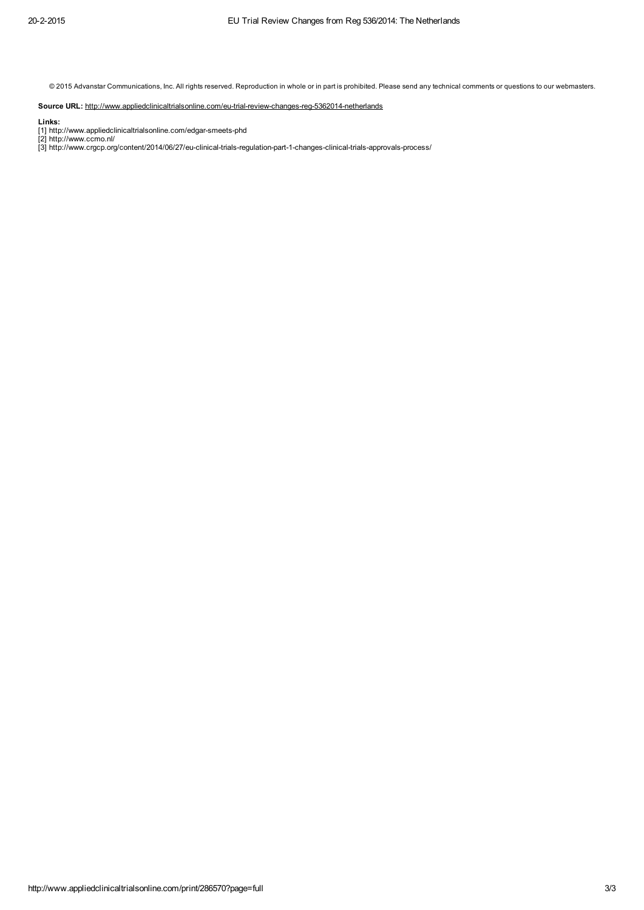© 2015 Advanstar Communications, Inc. All rights reserved. Reproduction in whole or in part is prohibited. Please send any technical comments or questions to our webmasters.

**Source URL:** http://www.appliedclinicaltrialsonline.com/eu-trial-review-changes-reg-5362014-netherlands

**Links:**
[1] http://www.appliedclinicaltrialsonline.com/edgar-smeets-phd
[2] http://www.ccmo.nl/
[3] http://www.crgcp.org/content/2014/06/27/eu-clinical-trials-regulation-part-1-changes-clinical-trials-approvals-process/